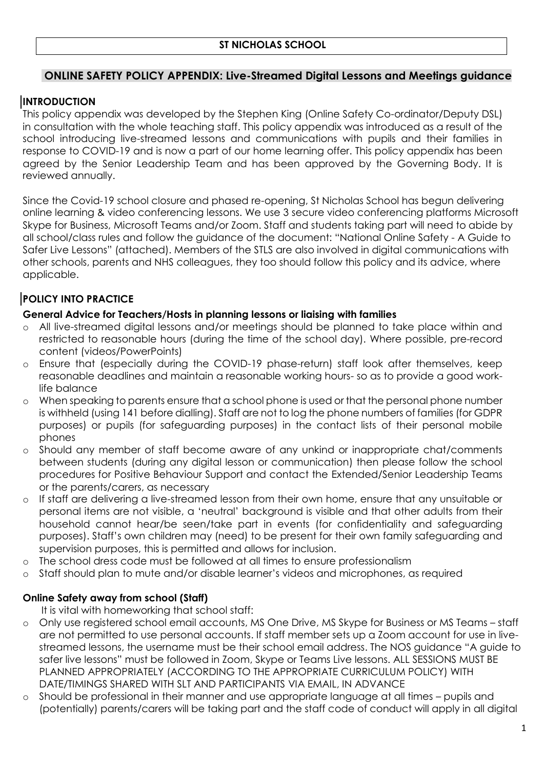**ST NICHOLAS SCHOOL**

## ONLINE SAFETY POLICY APPENDIX: Live-Streamed Digital Lessons and Meetings guidance

### INTRODUCTION

This policy appendix was developed by the Stephen King (Online Safety Co-ordinator/Deputy DSL) in consultation with the whole teaching staff. This policy appendix was introduced as a result of the school introducing live-streamed lessons and communications with pupils and their families in response to COVID-19 and is now a part of our home learning offer. This policy appendix has been agreed by the Senior Leadership Team and has been approved by the Governing Body. It is reviewed annually.

Since the Covid-19 school closure and phased re-opening, St Nicholas School has begun delivering online learning & video conferencing lessons. We use 3 secure video conferencing platforms Microsoft Skype for Business, Microsoft Teams and/or Zoom. Staff and students taking part will need to abide by all school/class rules and follow the guidance of the document: "National Online Safety - A Guide to Safer Live Lessons" (attached). Members of the STLS are also involved in digital communications with other schools, parents and NHS colleagues, they too should follow this policy and its advice, where applicable.

### POLICY INTO PRACTICE

#### General Advice for Teachers/Hosts in planning lessons or liaising with families

- All live-streamed digital lessons and/or meetings should be planned to take place within and restricted to reasonable hours (during the time of the school day). Where possible, pre-record content (videos/PowerPoints)
- Ensure that (especially during the COVID-19 phase-return) staff look after themselves, keep reasonable deadlines and maintain a reasonable working hours- so as to provide a good work-life balance
- When speaking to parents ensure that a school phone is used or that the personal phone number is withheld (using 141 before dialling). Staff are not to log the phone numbers of families (for GDPR purposes) or pupils (for safeguarding purposes) in the contact lists of their personal mobile phones
- Should any member of staff become aware of any unkind or inappropriate chat/comments between students (during any digital lesson or communication) then please follow the school procedures for Positive Behaviour Support and contact the Extended/Senior Leadership Teams or the parents/carers, as necessary
- If staff are delivering a live-streamed lesson from their own home, ensure that any unsuitable or personal items are not visible, a 'neutral' background is visible and that other adults from their household cannot hear/be seen/take part in events (for confidentiality and safeguarding purposes). Staff's own children may (need) to be present for their own family safeguarding and supervision purposes, this is permitted and allows for inclusion.
- The school dress code must be followed at all times to ensure professionalism
- Staff should plan to mute and/or disable learner's videos and microphones, as required

#### Online Safety away from school (Staff)

It is vital with homeworking that school staff:

- Only use registered school email accounts, MS One Drive, MS Skype for Business or MS Teams – staff are not permitted to use personal accounts. If staff member sets up a Zoom account for use in live-streamed lessons, the username must be their school email address. The NOS guidance "A guide to safer live lessons" must be followed in Zoom, Skype or Teams Live lessons. ALL SESSIONS MUST BE PLANNED APPROPRIATELY (ACCORDING TO THE APPROPRIATE CURRICULUM POLICY) WITH DATE/TIMINGS SHARED WITH SLT AND PARTICIPANTS VIA EMAIL, IN ADVANCE
- Should be professional in their manner and use appropriate language at all times – pupils and (potentially) parents/carers will be taking part and the staff code of conduct will apply in all digital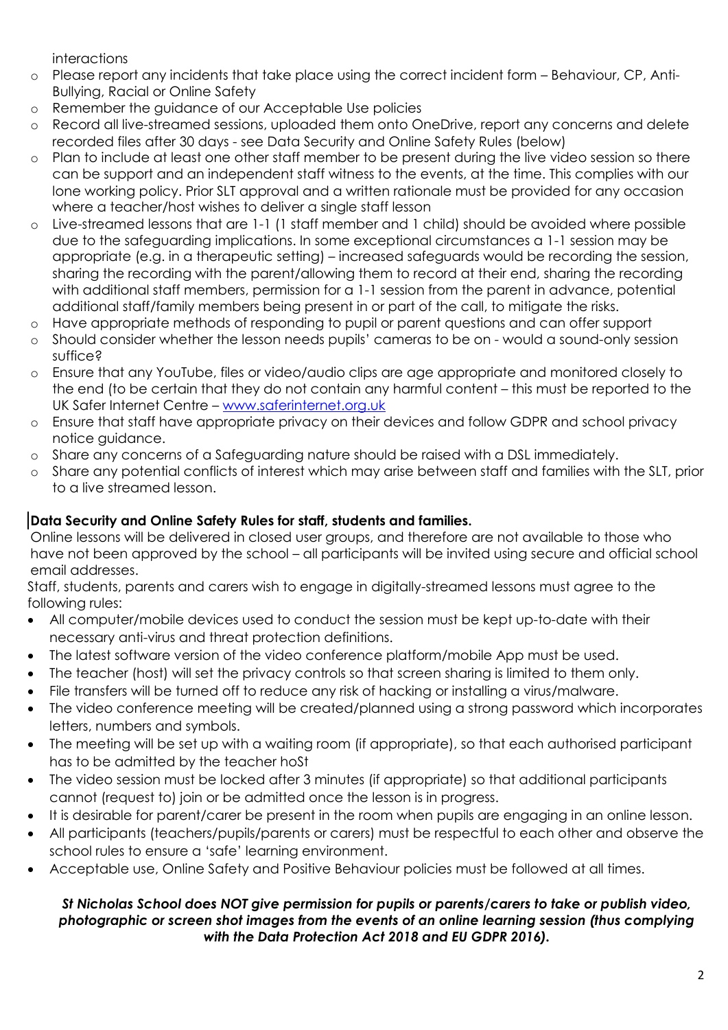interactions

- Please report any incidents that take place using the correct incident form – Behaviour, CP, Anti-Bullying, Racial or Online Safety
- Remember the guidance of our Acceptable Use policies
- Record all live-streamed sessions, uploaded them onto OneDrive, report any concerns and delete recorded files after 30 days - see Data Security and Online Safety Rules (below)
- Plan to include at least one other staff member to be present during the live video session so there can be support and an independent staff witness to the events, at the time. This complies with our lone working policy. Prior SLT approval and a written rationale must be provided for any occasion where a teacher/host wishes to deliver a single staff lesson
- Live-streamed lessons that are 1-1 (1 staff member and 1 child) should be avoided where possible due to the safeguarding implications. In some exceptional circumstances a 1-1 session may be appropriate (e.g. in a therapeutic setting) – increased safeguards would be recording the session, sharing the recording with the parent/allowing them to record at their end, sharing the recording with additional staff members, permission for a 1-1 session from the parent in advance, potential additional staff/family members being present in or part of the call, to mitigate the risks.
- Have appropriate methods of responding to pupil or parent questions and can offer support
- Should consider whether the lesson needs pupils' cameras to be on - would a sound-only session suffice?
- Ensure that any YouTube, files or video/audio clips are age appropriate and monitored closely to the end (to be certain that they do not contain any harmful content – this must be reported to the UK Safer Internet Centre – [www.saferinternet.org.uk](http://www.saferinternet.org.uk)
- Ensure that staff have appropriate privacy on their devices and follow GDPR and school privacy notice guidance.
- Share any concerns of a Safeguarding nature should be raised with a DSL immediately.
- Share any potential conflicts of interest which may arise between staff and families with the SLT, prior to a live streamed lesson.

**Data Security and Online Safety Rules for staff, students and families.**

Online lessons will be delivered in closed user groups, and therefore are not available to those who have not been approved by the school – all participants will be invited using secure and official school email addresses.

Staff, students, parents and carers wish to engage in digitally-streamed lessons must agree to the following rules:

- All computer/mobile devices used to conduct the session must be kept up-to-date with their necessary anti-virus and threat protection definitions.
- The latest software version of the video conference platform/mobile App must be used.
- The teacher (host) will set the privacy controls so that screen sharing is limited to them only.
- File transfers will be turned off to reduce any risk of hacking or installing a virus/malware.
- The video conference meeting will be created/planned using a strong password which incorporates letters, numbers and symbols.
- The meeting will be set up with a waiting room (if appropriate), so that each authorised participant has to be admitted by the teacher hoSt
- The video session must be locked after 3 minutes (if appropriate) so that additional participants cannot (request to) join or be admitted once the lesson is in progress.
- It is desirable for parent/carer be present in the room when pupils are engaging in an online lesson.
- All participants (teachers/pupils/parents or carers) must be respectful to each other and observe the school rules to ensure a 'safe' learning environment.
- Acceptable use, Online Safety and Positive Behaviour policies must be followed at all times.

***St Nicholas School does NOT give permission for pupils or parents/carers to take or publish video, photographic or screen shot images from the events of an online learning session (thus complying with the Data Protection Act 2018 and EU GDPR 2016).***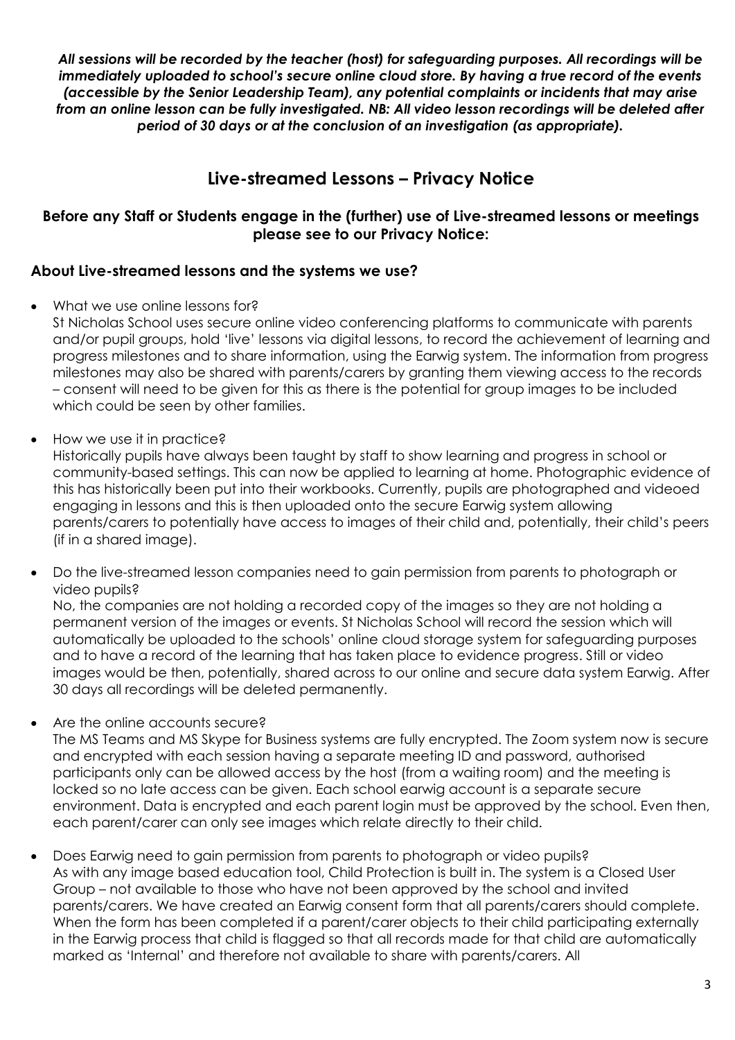***All sessions will be recorded by the teacher (host) for safeguarding purposes. All recordings will be immediately uploaded to school's secure online cloud store. By having a true record of the events (accessible by the Senior Leadership Team), any potential complaints or incidents that may arise from an online lesson can be fully investigated. NB: All video lesson recordings will be deleted after period of 30 days or at the conclusion of an investigation (as appropriate).***

## Live-streamed Lessons – Privacy Notice

### Before any Staff or Students engage in the (further) use of Live-streamed lessons or meetings please see to our Privacy Notice:

### About Live-streamed lessons and the systems we use?

- What we use online lessons for?
  St Nicholas School uses secure online video conferencing platforms to communicate with parents and/or pupil groups, hold 'live' lessons via digital lessons, to record the achievement of learning and progress milestones and to share information, using the Earwig system. The information from progress milestones may also be shared with parents/carers by granting them viewing access to the records – consent will need to be given for this as there is the potential for group images to be included which could be seen by other families.

- How we use it in practice?
  Historically pupils have always been taught by staff to show learning and progress in school or community-based settings. This can now be applied to learning at home. Photographic evidence of this has historically been put into their workbooks. Currently, pupils are photographed and videoed engaging in lessons and this is then uploaded onto the secure Earwig system allowing parents/carers to potentially have access to images of their child and, potentially, their child's peers (if in a shared image).

- Do the live-streamed lesson companies need to gain permission from parents to photograph or video pupils?
  No, the companies are not holding a recorded copy of the images so they are not holding a permanent version of the images or events. St Nicholas School will record the session which will automatically be uploaded to the schools' online cloud storage system for safeguarding purposes and to have a record of the learning that has taken place to evidence progress. Still or video images would be then, potentially, shared across to our online and secure data system Earwig. After 30 days all recordings will be deleted permanently.

- Are the online accounts secure?
  The MS Teams and MS Skype for Business systems are fully encrypted. The Zoom system now is secure and encrypted with each session having a separate meeting ID and password, authorised participants only can be allowed access by the host (from a waiting room) and the meeting is locked so no late access can be given. Each school earwig account is a separate secure environment. Data is encrypted and each parent login must be approved by the school. Even then, each parent/carer can only see images which relate directly to their child.

- Does Earwig need to gain permission from parents to photograph or video pupils?
  As with any image based education tool, Child Protection is built in. The system is a Closed User Group – not available to those who have not been approved by the school and invited parents/carers. We have created an Earwig consent form that all parents/carers should complete. When the form has been completed if a parent/carer objects to their child participating externally in the Earwig process that child is flagged so that all records made for that child are automatically marked as 'Internal' and therefore not available to share with parents/carers. All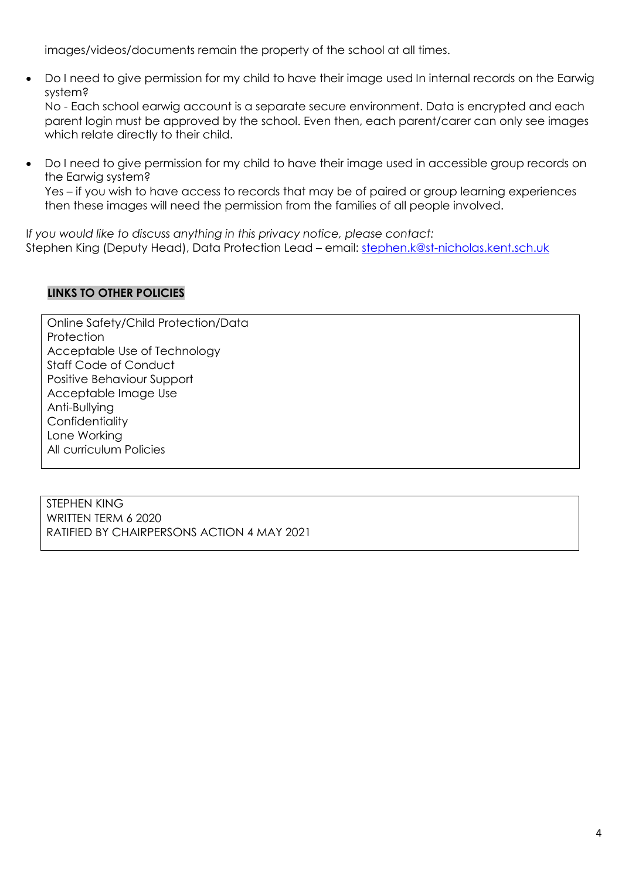images/videos/documents remain the property of the school at all times.

- Do I need to give permission for my child to have their image used In internal records on the Earwig system?
  No - Each school earwig account is a separate secure environment. Data is encrypted and each parent login must be approved by the school. Even then, each parent/carer can only see images which relate directly to their child.
- Do I need to give permission for my child to have their image used in accessible group records on the Earwig system?
  Yes – if you wish to have access to records that may be of paired or group learning experiences then these images will need the permission from the families of all people involved.

I*f you would like to discuss anything in this privacy notice, please contact:*
Stephen King (Deputy Head), Data Protection Lead – email: stephen.k@st-nicholas.kent.sch.uk

**LINKS TO OTHER POLICIES**

| |
|---|
| Online Safety/Child Protection/Data Protection<br>Acceptable Use of Technology<br>Staff Code of Conduct<br>Positive Behaviour Support<br>Acceptable Image Use<br>Anti-Bullying<br>Confidentiality<br>Lone Working<br>All curriculum Policies |

| |
|---|
| STEPHEN KING<br>WRITTEN TERM 6 2020<br>RATIFIED BY CHAIRPERSONS ACTION 4 MAY 2021 |